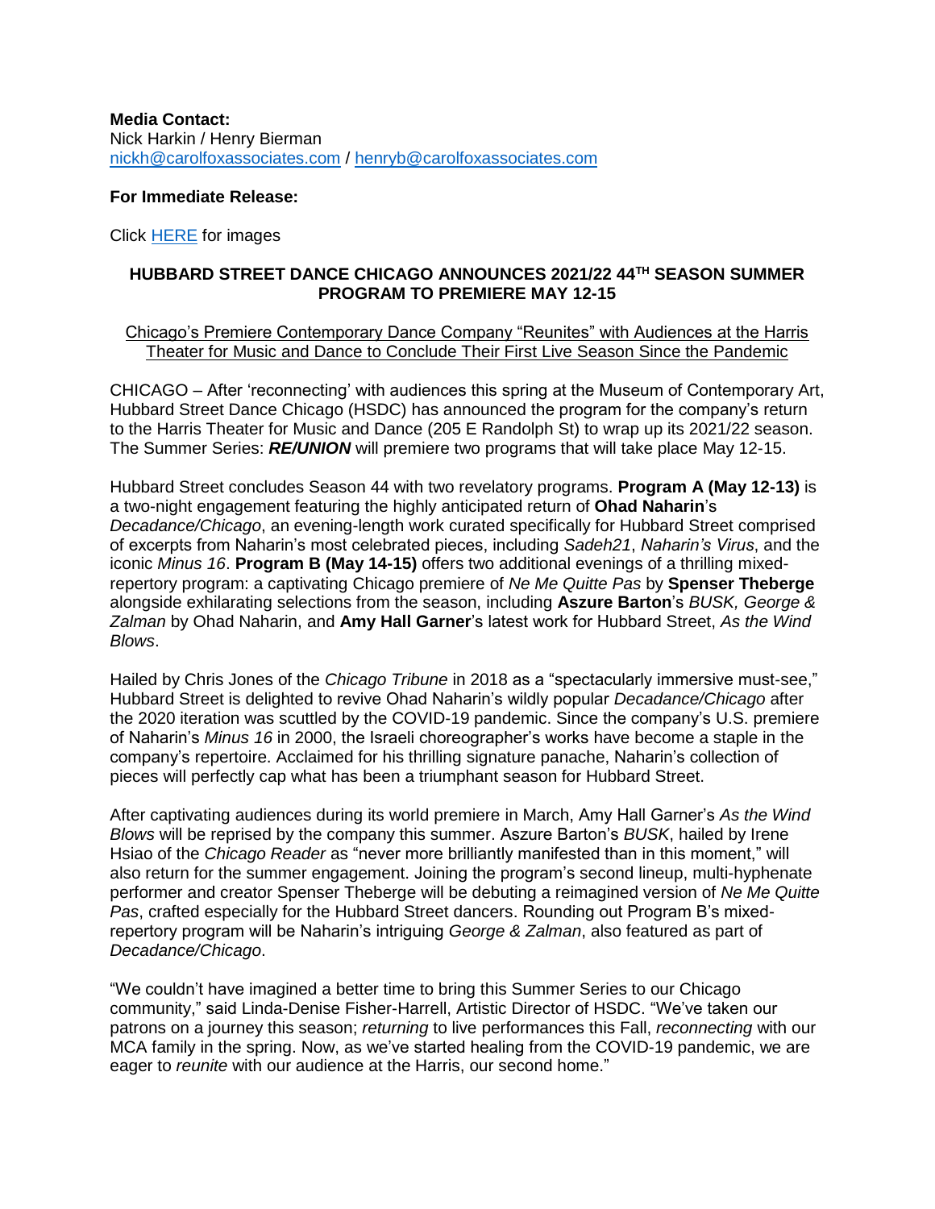**Media Contact:**
Nick Harkin / Henry Bierman
[nickh@carolfoxassociates.com](mailto:nickh@carolfoxassociates.com) / [henryb@carolfoxassociates.com](mailto:henryb@carolfoxassociates.com)

**For Immediate Release:**

Click HERE for images

## HUBBARD STREET DANCE CHICAGO ANNOUNCES 2021/22 44TH SEASON SUMMER PROGRAM TO PREMIERE MAY 12-15

Chicago's Premiere Contemporary Dance Company "Reunites" with Audiences at the Harris Theater for Music and Dance to Conclude Their First Live Season Since the Pandemic

CHICAGO – After 'reconnecting' with audiences this spring at the Museum of Contemporary Art, Hubbard Street Dance Chicago (HSDC) has announced the program for the company's return to the Harris Theater for Music and Dance (205 E Randolph St) to wrap up its 2021/22 season. The Summer Series: ***RE/UNION*** will premiere two programs that will take place May 12-15.

Hubbard Street concludes Season 44 with two revelatory programs. **Program A (May 12-13)** is a two-night engagement featuring the highly anticipated return of **Ohad Naharin**'s *Decadance/Chicago*, an evening-length work curated specifically for Hubbard Street comprised of excerpts from Naharin's most celebrated pieces, including *Sadeh21*, *Naharin's Virus*, and the iconic *Minus 16*. **Program B (May 14-15)** offers two additional evenings of a thrilling mixed-repertory program: a captivating Chicago premiere of *Ne Me Quitte Pas* by **Spenser Theberge** alongside exhilarating selections from the season, including **Aszure Barton**'s *BUSK, George & Zalman* by Ohad Naharin, and **Amy Hall Garner**'s latest work for Hubbard Street, *As the Wind Blows*.

Hailed by Chris Jones of the *Chicago Tribune* in 2018 as a "spectacularly immersive must-see," Hubbard Street is delighted to revive Ohad Naharin's wildly popular *Decadance/Chicago* after the 2020 iteration was scuttled by the COVID-19 pandemic. Since the company's U.S. premiere of Naharin's *Minus 16* in 2000, the Israeli choreographer's works have become a staple in the company's repertoire. Acclaimed for his thrilling signature panache, Naharin's collection of pieces will perfectly cap what has been a triumphant season for Hubbard Street.

After captivating audiences during its world premiere in March, Amy Hall Garner's *As the Wind Blows* will be reprised by the company this summer. Aszure Barton's *BUSK*, hailed by Irene Hsiao of the *Chicago Reader* as "never more brilliantly manifested than in this moment," will also return for the summer engagement. Joining the program's second lineup, multi-hyphenate performer and creator Spenser Theberge will be debuting a reimagined version of *Ne Me Quitte Pas*, crafted especially for the Hubbard Street dancers. Rounding out Program B's mixed-repertory program will be Naharin's intriguing *George & Zalman*, also featured as part of *Decadance/Chicago*.

"We couldn't have imagined a better time to bring this Summer Series to our Chicago community," said Linda-Denise Fisher-Harrell, Artistic Director of HSDC. "We've taken our patrons on a journey this season; *returning* to live performances this Fall, *reconnecting* with our MCA family in the spring. Now, as we've started healing from the COVID-19 pandemic, we are eager to *reunite* with our audience at the Harris, our second home."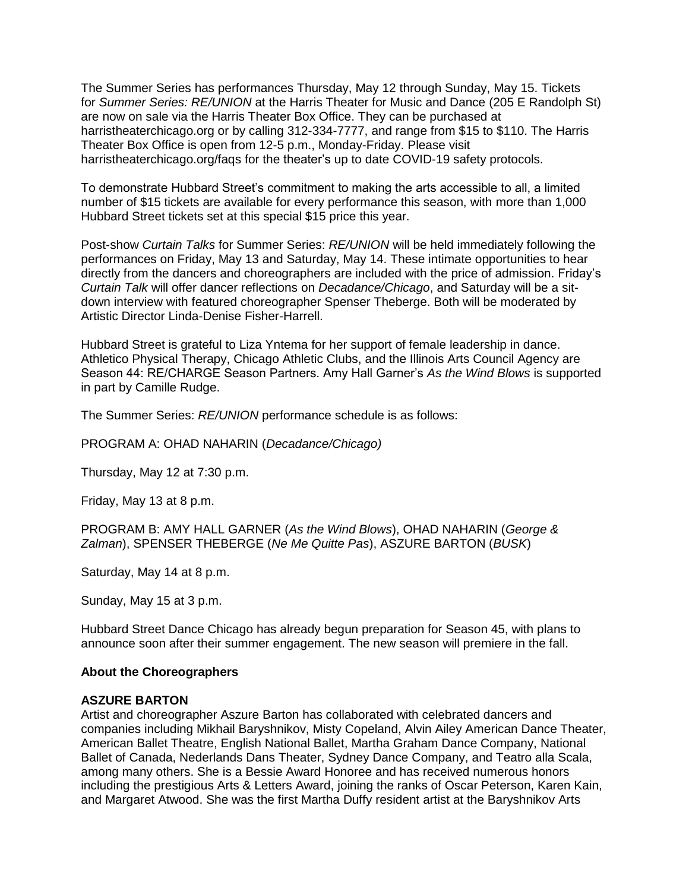The Summer Series has performances Thursday, May 12 through Sunday, May 15. Tickets for *Summer Series: RE/UNION* at the Harris Theater for Music and Dance (205 E Randolph St) are now on sale via the Harris Theater Box Office. They can be purchased at harristheaterchicago.org or by calling 312-334-7777, and range from $15 to $110. The Harris Theater Box Office is open from 12-5 p.m., Monday-Friday. Please visit harristheaterchicago.org/faqs for the theater's up to date COVID-19 safety protocols.

To demonstrate Hubbard Street's commitment to making the arts accessible to all, a limited number of $15 tickets are available for every performance this season, with more than 1,000 Hubbard Street tickets set at this special $15 price this year.

Post-show *Curtain Talks* for Summer Series: *RE/UNION* will be held immediately following the performances on Friday, May 13 and Saturday, May 14. These intimate opportunities to hear directly from the dancers and choreographers are included with the price of admission. Friday's *Curtain Talk* will offer dancer reflections on *Decadance/Chicago*, and Saturday will be a sit-down interview with featured choreographer Spenser Theberge. Both will be moderated by Artistic Director Linda-Denise Fisher-Harrell.

Hubbard Street is grateful to Liza Yntema for her support of female leadership in dance. Athletico Physical Therapy, Chicago Athletic Clubs, and the Illinois Arts Council Agency are Season 44: RE/CHARGE Season Partners. Amy Hall Garner's *As the Wind Blows* is supported in part by Camille Rudge.

The Summer Series: *RE/UNION* performance schedule is as follows:

PROGRAM A: OHAD NAHARIN (*Decadance/Chicago)*

Thursday, May 12 at 7:30 p.m.

Friday, May 13 at 8 p.m.

PROGRAM B: AMY HALL GARNER (*As the Wind Blows*), OHAD NAHARIN (*George & Zalman*), SPENSER THEBERGE (*Ne Me Quitte Pas*), ASZURE BARTON (*BUSK*)

Saturday, May 14 at 8 p.m.

Sunday, May 15 at 3 p.m.

Hubbard Street Dance Chicago has already begun preparation for Season 45, with plans to announce soon after their summer engagement. The new season will premiere in the fall.

**About the Choreographers**

**ASZURE BARTON**

Artist and choreographer Aszure Barton has collaborated with celebrated dancers and companies including Mikhail Baryshnikov, Misty Copeland, Alvin Ailey American Dance Theater, American Ballet Theatre, English National Ballet, Martha Graham Dance Company, National Ballet of Canada, Nederlands Dans Theater, Sydney Dance Company, and Teatro alla Scala, among many others. She is a Bessie Award Honoree and has received numerous honors including the prestigious Arts & Letters Award, joining the ranks of Oscar Peterson, Karen Kain, and Margaret Atwood. She was the first Martha Duffy resident artist at the Baryshnikov Arts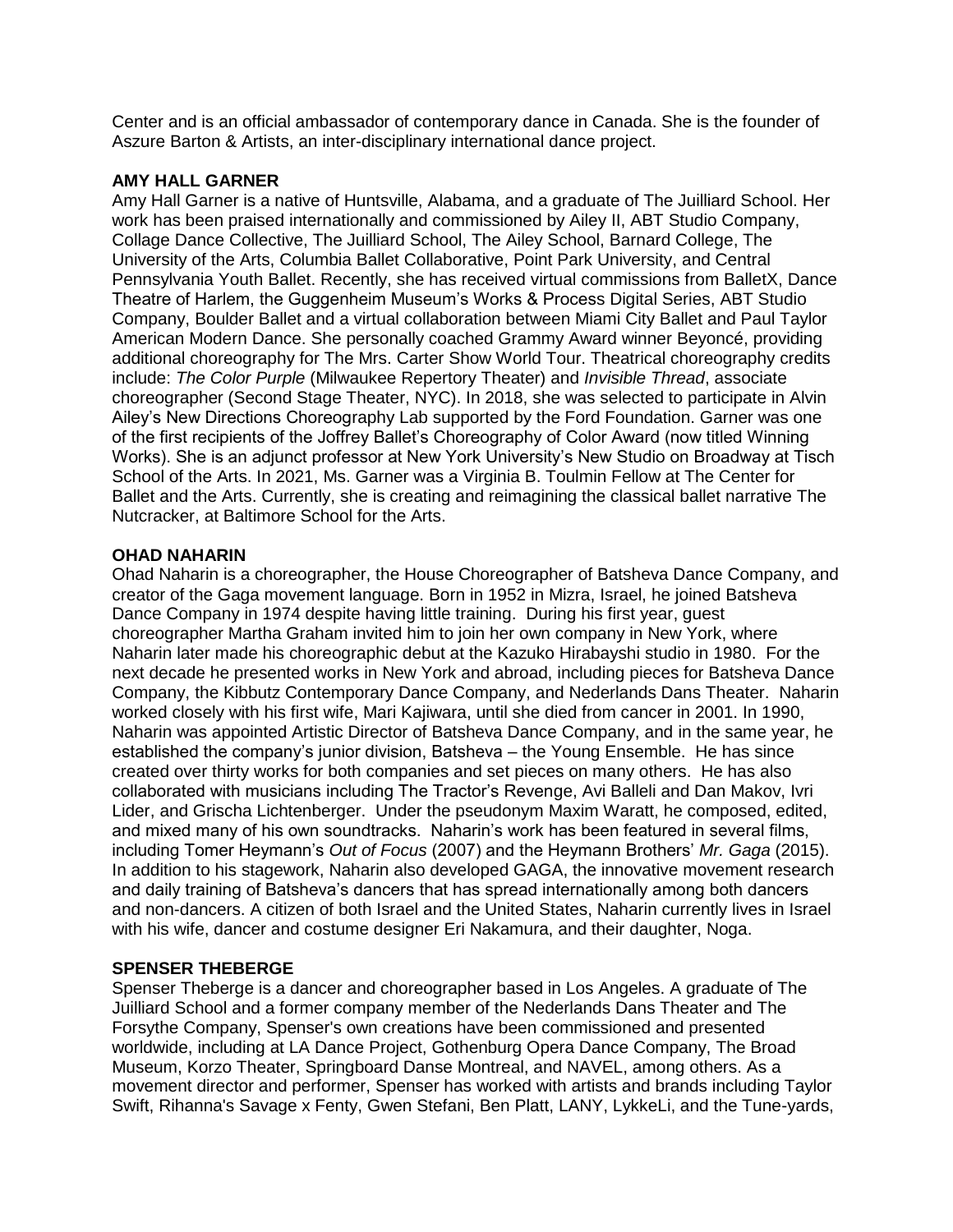Center and is an official ambassador of contemporary dance in Canada. She is the founder of Aszure Barton & Artists, an inter-disciplinary international dance project.

**AMY HALL GARNER**

Amy Hall Garner is a native of Huntsville, Alabama, and a graduate of The Juilliard School. Her work has been praised internationally and commissioned by Ailey II, ABT Studio Company, Collage Dance Collective, The Juilliard School, The Ailey School, Barnard College, The University of the Arts, Columbia Ballet Collaborative, Point Park University, and Central Pennsylvania Youth Ballet. Recently, she has received virtual commissions from BalletX, Dance Theatre of Harlem, the Guggenheim Museum's Works & Process Digital Series, ABT Studio Company, Boulder Ballet and a virtual collaboration between Miami City Ballet and Paul Taylor American Modern Dance. She personally coached Grammy Award winner Beyoncé, providing additional choreography for The Mrs. Carter Show World Tour. Theatrical choreography credits include: *The Color Purple* (Milwaukee Repertory Theater) and *Invisible Thread*, associate choreographer (Second Stage Theater, NYC). In 2018, she was selected to participate in Alvin Ailey's New Directions Choreography Lab supported by the Ford Foundation. Garner was one of the first recipients of the Joffrey Ballet's Choreography of Color Award (now titled Winning Works). She is an adjunct professor at New York University's New Studio on Broadway at Tisch School of the Arts. In 2021, Ms. Garner was a Virginia B. Toulmin Fellow at The Center for Ballet and the Arts. Currently, she is creating and reimagining the classical ballet narrative The Nutcracker, at Baltimore School for the Arts.

**OHAD NAHARIN**

Ohad Naharin is a choreographer, the House Choreographer of Batsheva Dance Company, and creator of the Gaga movement language. Born in 1952 in Mizra, Israel, he joined Batsheva Dance Company in 1974 despite having little training. During his first year, guest choreographer Martha Graham invited him to join her own company in New York, where Naharin later made his choreographic debut at the Kazuko Hirabayshi studio in 1980. For the next decade he presented works in New York and abroad, including pieces for Batsheva Dance Company, the Kibbutz Contemporary Dance Company, and Nederlands Dans Theater. Naharin worked closely with his first wife, Mari Kajiwara, until she died from cancer in 2001. In 1990, Naharin was appointed Artistic Director of Batsheva Dance Company, and in the same year, he established the company's junior division, Batsheva – the Young Ensemble. He has since created over thirty works for both companies and set pieces on many others. He has also collaborated with musicians including The Tractor's Revenge, Avi Balleli and Dan Makov, Ivri Lider, and Grischa Lichtenberger. Under the pseudonym Maxim Waratt, he composed, edited, and mixed many of his own soundtracks. Naharin's work has been featured in several films, including Tomer Heymann's *Out of Focus* (2007) and the Heymann Brothers' *Mr. Gaga* (2015). In addition to his stagework, Naharin also developed GAGA, the innovative movement research and daily training of Batsheva's dancers that has spread internationally among both dancers and non-dancers. A citizen of both Israel and the United States, Naharin currently lives in Israel with his wife, dancer and costume designer Eri Nakamura, and their daughter, Noga.

**SPENSER THEBERGE**

Spenser Theberge is a dancer and choreographer based in Los Angeles. A graduate of The Juilliard School and a former company member of the Nederlands Dans Theater and The Forsythe Company, Spenser's own creations have been commissioned and presented worldwide, including at LA Dance Project, Gothenburg Opera Dance Company, The Broad Museum, Korzo Theater, Springboard Danse Montreal, and NAVEL, among others. As a movement director and performer, Spenser has worked with artists and brands including Taylor Swift, Rihanna's Savage x Fenty, Gwen Stefani, Ben Platt, LANY, LykkeLi, and the Tune-yards,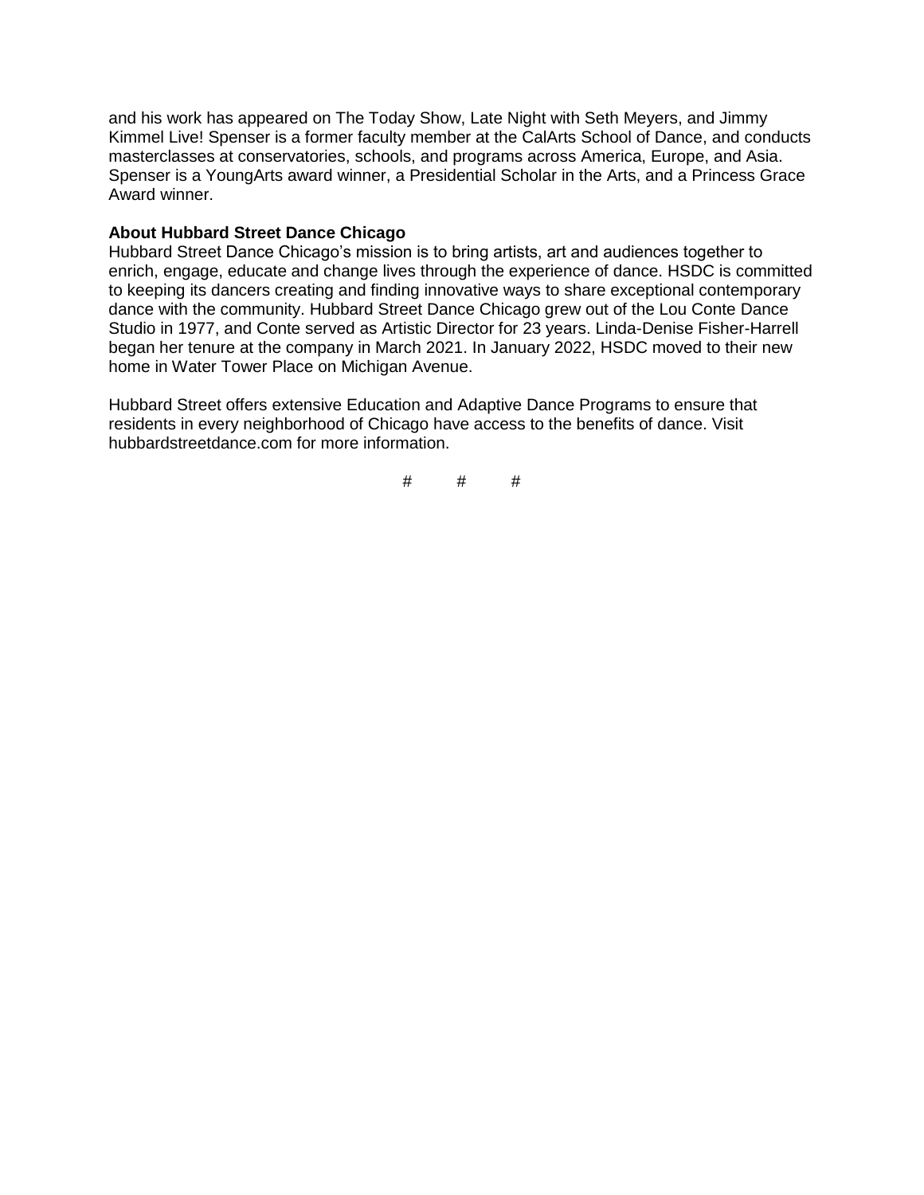and his work has appeared on The Today Show, Late Night with Seth Meyers, and Jimmy Kimmel Live! Spenser is a former faculty member at the CalArts School of Dance, and conducts masterclasses at conservatories, schools, and programs across America, Europe, and Asia. Spenser is a YoungArts award winner, a Presidential Scholar in the Arts, and a Princess Grace Award winner.

**About Hubbard Street Dance Chicago**

Hubbard Street Dance Chicago's mission is to bring artists, art and audiences together to enrich, engage, educate and change lives through the experience of dance. HSDC is committed to keeping its dancers creating and finding innovative ways to share exceptional contemporary dance with the community. Hubbard Street Dance Chicago grew out of the Lou Conte Dance Studio in 1977, and Conte served as Artistic Director for 23 years. Linda-Denise Fisher-Harrell began her tenure at the company in March 2021. In January 2022, HSDC moved to their new home in Water Tower Place on Michigan Avenue.

Hubbard Street offers extensive Education and Adaptive Dance Programs to ensure that residents in every neighborhood of Chicago have access to the benefits of dance. Visit hubbardstreetdance.com for more information.

# # #